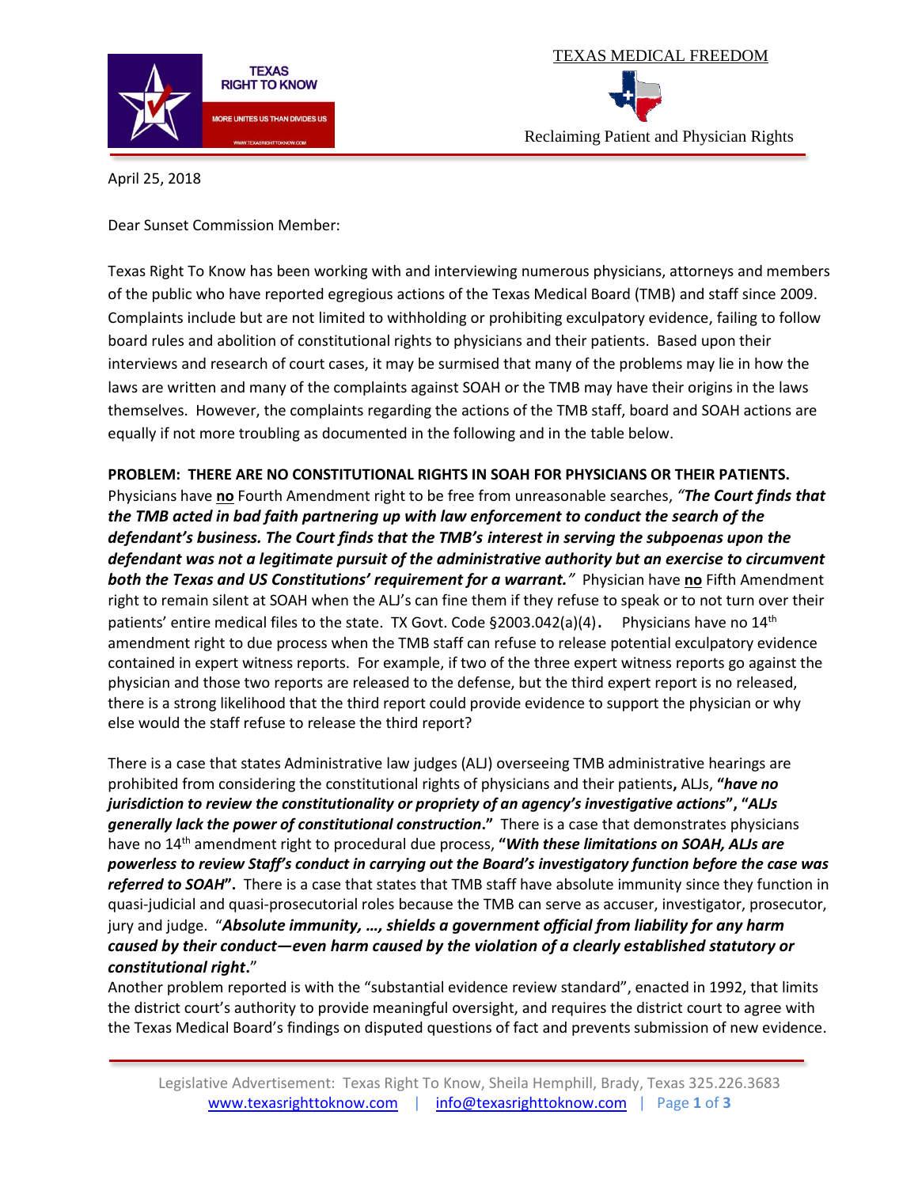TEXAS RIGHT TO KNOW

MORE UNITES US THAN DIVIDES US

TEXAS MEDICAL FREEDOM

Reclaiming Patient and Physician Rights

April 25, 2018

Dear Sunset Commission Member:

Texas Right To Know has been working with and interviewing numerous physicians, attorneys and members of the public who have reported egregious actions of the Texas Medical Board (TMB) and staff since 2009. Complaints include but are not limited to withholding or prohibiting exculpatory evidence, failing to follow board rules and abolition of constitutional rights to physicians and their patients. Based upon their interviews and research of court cases, it may be surmised that many of the problems may lie in how the laws are written and many of the complaints against SOAH or the TMB may have their origins in the laws themselves. However, the complaints regarding the actions of the TMB staff, board and SOAH actions are equally if not more troubling as documented in the following and in the table below.

**PROBLEM: THERE ARE NO CONSTITUTIONAL RIGHTS IN SOAH FOR PHYSICIANS OR THEIR PATIENTS.** Physicians have **no** Fourth Amendment right to be free from unreasonable searches, *"**The Court finds that the TMB acted in bad faith partnering up with law enforcement to conduct the search of the defendant's business. The Court finds that the TMB's interest in serving the subpoenas upon the defendant was not a legitimate pursuit of the administrative authority but an exercise to circumvent both the Texas and US Constitutions' requirement for a warrant.**"* Physician have **no** Fifth Amendment right to remain silent at SOAH when the ALJ's can fine them if they refuse to speak or to not turn over their patients' entire medical files to the state. TX Govt. Code §2003.042(a)(4). Physicians have no 14th amendment right to due process when the TMB staff can refuse to release potential exculpatory evidence contained in expert witness reports. For example, if two of the three expert witness reports go against the physician and those two reports are released to the defense, but the third expert report is no released, there is a strong likelihood that the third report could provide evidence to support the physician or why else would the staff refuse to release the third report?

There is a case that states Administrative law judges (ALJ) overseeing TMB administrative hearings are prohibited from considering the constitutional rights of physicians and their patients, ALJs, **"*have no jurisdiction to review the constitutionality or propriety of an agency's investigative actions*"**, **"*ALJs generally lack the power of constitutional construction*."** There is a case that demonstrates physicians have no 14th amendment right to procedural due process, **"*With these limitations on SOAH, ALJs are powerless to review Staff's conduct in carrying out the Board's investigatory function before the case was referred to SOAH*".** There is a case that states that TMB staff have absolute immunity since they function in quasi-judicial and quasi-prosecutorial roles because the TMB can serve as accuser, investigator, prosecutor, jury and judge. "***Absolute immunity, …, shields a government official from liability for any harm caused by their conduct—even harm caused by the violation of a clearly established statutory or constitutional right*.**"

Another problem reported is with the "substantial evidence review standard", enacted in 1992, that limits the district court's authority to provide meaningful oversight, and requires the district court to agree with the Texas Medical Board's findings on disputed questions of fact and prevents submission of new evidence.

Legislative Advertisement: Texas Right To Know, Sheila Hemphill, Brady, Texas 325.226.3683
www.texasrighttoknow.com | info@texasrighttoknow.com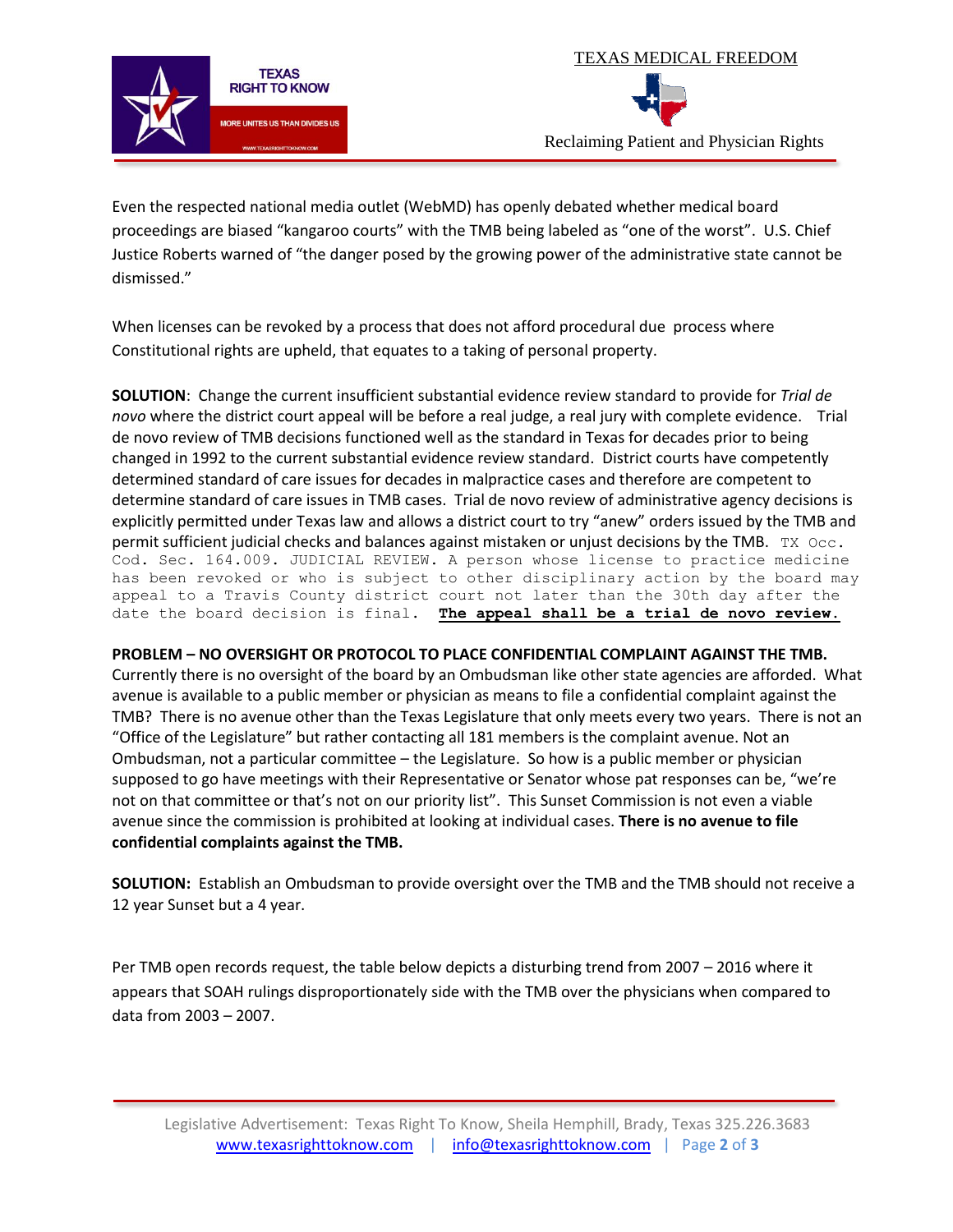Even the respected national media outlet (WebMD) has openly debated whether medical board proceedings are biased "kangaroo courts" with the TMB being labeled as "one of the worst". U.S. Chief Justice Roberts warned of "the danger posed by the growing power of the administrative state cannot be dismissed."

When licenses can be revoked by a process that does not afford procedural due process where Constitutional rights are upheld, that equates to a taking of personal property.

**SOLUTION**: Change the current insufficient substantial evidence review standard to provide for *Trial de novo* where the district court appeal will be before a real judge, a real jury with complete evidence. Trial de novo review of TMB decisions functioned well as the standard in Texas for decades prior to being changed in 1992 to the current substantial evidence review standard. District courts have competently determined standard of care issues for decades in malpractice cases and therefore are competent to determine standard of care issues in TMB cases. Trial de novo review of administrative agency decisions is explicitly permitted under Texas law and allows a district court to try "anew" orders issued by the TMB and permit sufficient judicial checks and balances against mistaken or unjust decisions by the TMB. TX Occ. Cod. Sec. 164.009. JUDICIAL REVIEW. A person whose license to practice medicine has been revoked or who is subject to other disciplinary action by the board may appeal to a Travis County district court not later than the 30th day after the date the board decision is final. **<u>The appeal shall be a trial de novo review.</u>**

**PROBLEM – NO OVERSIGHT OR PROTOCOL TO PLACE CONFIDENTIAL COMPLAINT AGAINST THE TMB.**
Currently there is no oversight of the board by an Ombudsman like other state agencies are afforded. What avenue is available to a public member or physician as means to file a confidential complaint against the TMB? There is no avenue other than the Texas Legislature that only meets every two years. There is not an "Office of the Legislature" but rather contacting all 181 members is the complaint avenue. Not an Ombudsman, not a particular committee – the Legislature. So how is a public member or physician supposed to go have meetings with their Representative or Senator whose pat responses can be, "we're not on that committee or that's not on our priority list". This Sunset Commission is not even a viable avenue since the commission is prohibited at looking at individual cases. **There is no avenue to file confidential complaints against the TMB.**

**SOLUTION:** Establish an Ombudsman to provide oversight over the TMB and the TMB should not receive a 12 year Sunset but a 4 year.

Per TMB open records request, the table below depicts a disturbing trend from 2007 – 2016 where it appears that SOAH rulings disproportionately side with the TMB over the physicians when compared to data from 2003 – 2007.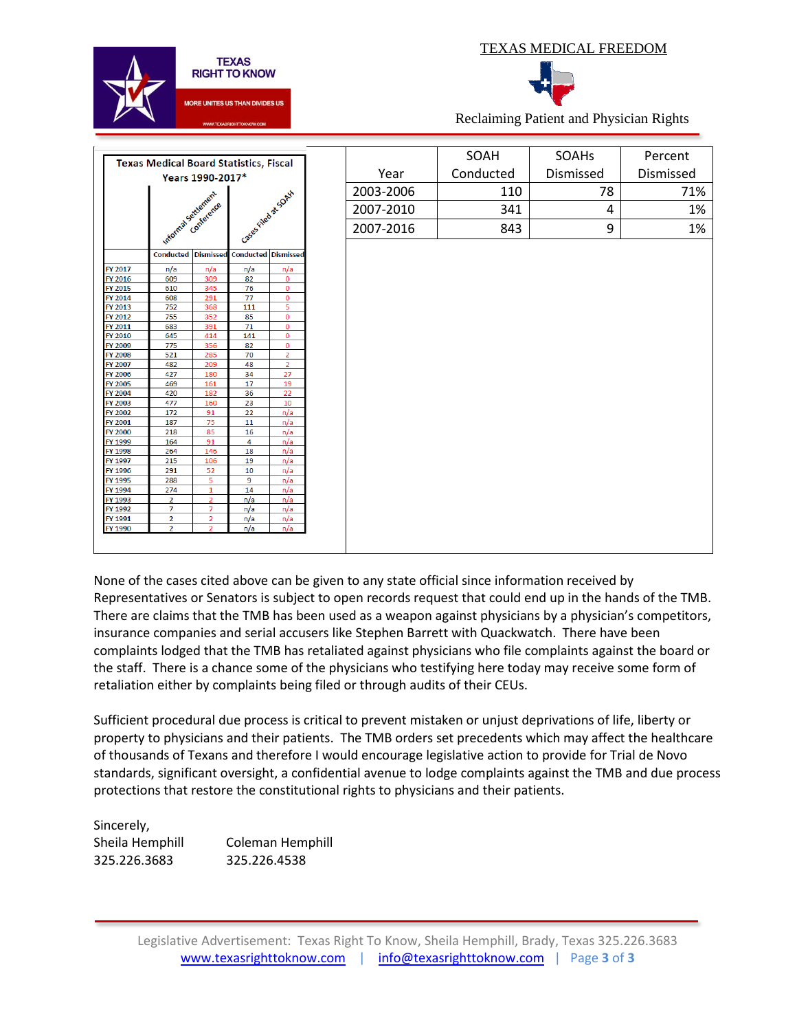TEXAS RIGHT TO KNOW

MORE UNITES US THAN DIVIDES US

TEXAS MEDICAL FREEDOM

Reclaiming Patient and Physician Rights

**Texas Medical Board Statistics, Fiscal Years 1990-2017***

| | Informal Settlement Conference | | Cases Filed at SOAH | |
|---|---|---|---|---|
| | Conducted | Dismissed | Conducted | Dismissed |
| FY 2017 | n/a | n/a | n/a | n/a |
| FY 2016 | 609 | 309 | 82 | 0 |
| FY 2015 | 610 | 345 | 76 | 0 |
| FY 2014 | 608 | 291 | 77 | 0 |
| FY 2013 | 752 | 368 | 111 | 5 |
| FY 2012 | 755 | 352 | 85 | 0 |
| FY 2011 | 683 | 391 | 71 | 0 |
| FY 2010 | 645 | 414 | 141 | 0 |
| FY 2009 | 775 | 356 | 82 | 0 |
| FY 2008 | 521 | 285 | 70 | 2 |
| FY 2007 | 482 | 209 | 48 | 2 |
| FY 2006 | 427 | 180 | 34 | 27 |
| FY 2005 | 469 | 161 | 17 | 19 |
| FY 2004 | 420 | 182 | 36 | 22 |
| FY 2003 | 477 | 160 | 23 | 10 |
| FY 2002 | 172 | 91 | 22 | n/a |
| FY 2001 | 187 | 75 | 11 | n/a |
| FY 2000 | 218 | 85 | 16 | n/a |
| FY 1999 | 164 | 91 | 4 | n/a |
| FY 1998 | 264 | 146 | 18 | n/a |
| FY 1997 | 215 | 106 | 19 | n/a |
| FY 1996 | 291 | 52 | 10 | n/a |
| FY 1995 | 288 | 5 | 9 | n/a |
| FY 1994 | 274 | 1 | 14 | n/a |
| FY 1993 | 2 | 2 | n/a | n/a |
| FY 1992 | 7 | 7 | n/a | n/a |
| FY 1991 | 2 | 2 | n/a | n/a |
| FY 1990 | 2 | 2 | n/a | n/a |

| Year | SOAH Conducted | SOAHs Dismissed | Percent Dismissed |
|---|---|---|---|
| 2003-2006 | 110 | 78 | 71% |
| 2007-2010 | 341 | 4 | 1% |
| 2007-2016 | 843 | 9 | 1% |

None of the cases cited above can be given to any state official since information received by Representatives or Senators is subject to open records request that could end up in the hands of the TMB. There are claims that the TMB has been used as a weapon against physicians by a physician's competitors, insurance companies and serial accusers like Stephen Barrett with Quackwatch. There have been complaints lodged that the TMB has retaliated against physicians who file complaints against the board or the staff. There is a chance some of the physicians who testifying here today may receive some form of retaliation either by complaints being filed or through audits of their CEUs.

Sufficient procedural due process is critical to prevent mistaken or unjust deprivations of life, liberty or property to physicians and their patients. The TMB orders set precedents which may affect the healthcare of thousands of Texans and therefore I would encourage legislative action to provide for Trial de Novo standards, significant oversight, a confidential avenue to lodge complaints against the TMB and due process protections that restore the constitutional rights to physicians and their patients.

Sincerely,

Sheila Hemphill 325.226.3683

Coleman Hemphill 325.226.4538

Legislative Advertisement: Texas Right To Know, Sheila Hemphill, Brady, Texas 325.226.3683
www.texasrighttoknow.com | info@texasrighttoknow.com